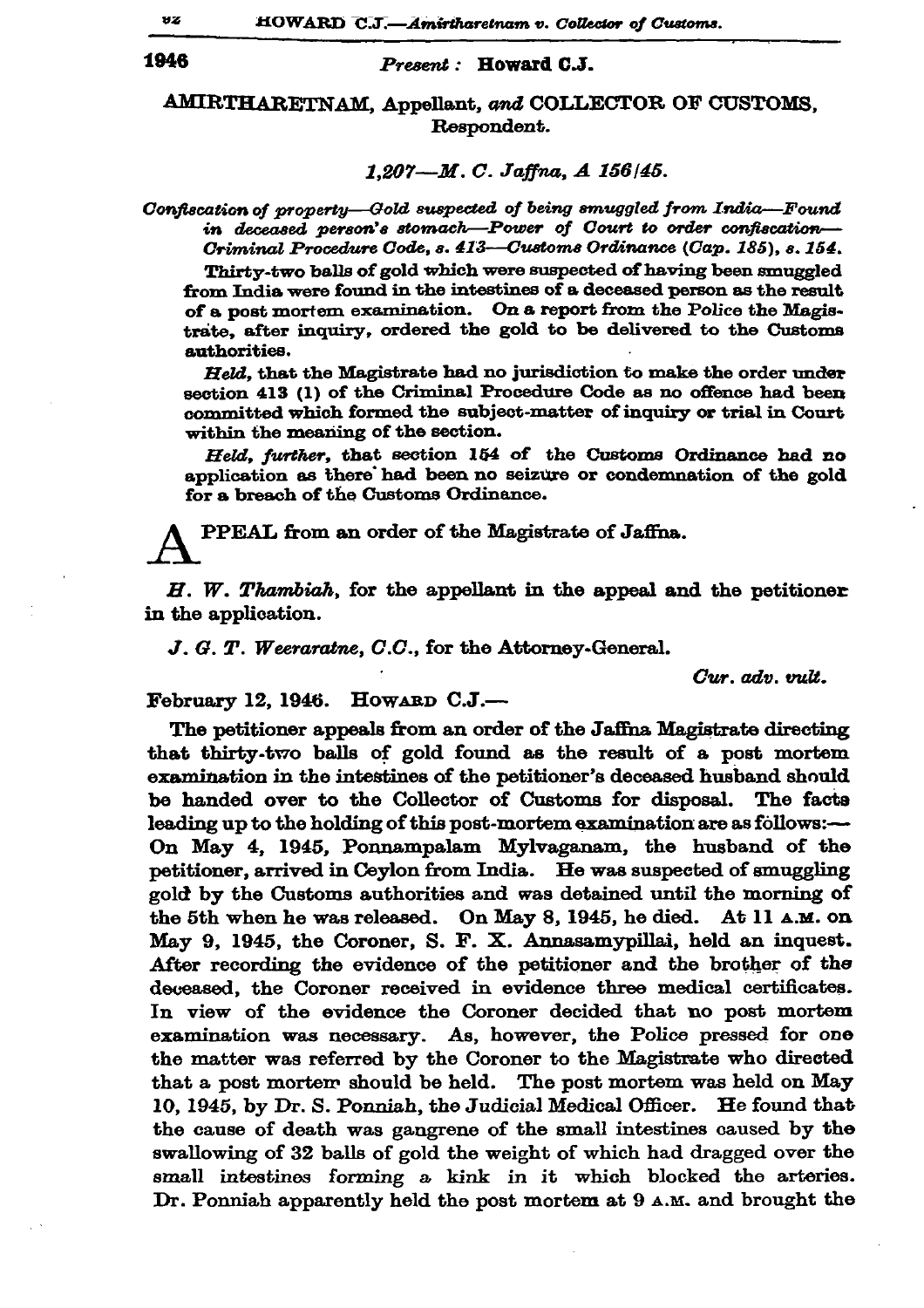1946

*Present :* **Howard C.J.**

AMIRTHARETNAM, Appellant, *and* COLLECTOR OF CUSTOMS, Respondent.

*1,207—M. C. Jaffna, A 156/45.*

*Confiscation of property—Gold suspected of being smuggled from India—Found in deceased person's stomach—Power of Court to order confiscation—Criminal Procedure Code, s. 413—Customs Ordinance (Cap. 185), s. 154.*

Thirty-two balls of gold which were suspected of having been smuggled from India were found in the intestines of a deceased person as the result of a post mortem examination. On a report from the Police the Magistrate, after inquiry, ordered the gold to be delivered to the Customs authorities.

*Held,* that the Magistrate had no jurisdiction to make the order under section 413 (1) of the Criminal Procedure Code as no offence had been committed which formed the subject-matter of inquiry or trial in Court within the meaning of the section.

*Held, further,* that section 154 of the Customs Ordinance had no application as there had been no seizure or condemnation of the gold for a breach of the Customs Ordinance.

APPEAL from an order of the Magistrate of Jaffna.

*H. W. Thambiah,* for the appellant in the appeal and the petitioner in the application.

*J. G. T. Weeraratne, C.C.,* for the Attorney-General.

*Cur. adv. vult.*

February 12, 1946. Howard C.J.—

The petitioner appeals from an order of the Jaffna Magistrate directing that thirty-two balls of gold found as the result of a post mortem examination in the intestines of the petitioner's deceased husband should be handed over to the Collector of Customs for disposal. The facts leading up to the holding of this post-mortem examination are as follows:— On May 4, 1945, Ponnampalam Mylvaganam, the husband of the petitioner, arrived in Ceylon from India. He was suspected of smuggling gold by the Customs authorities and was detained until the morning of the 5th when he was released. On May 8, 1945, he died. At 11 A.M. on May 9, 1945, the Coroner, S. F. X. Annasamypillai, held an inquest. After recording the evidence of the petitioner and the brother of the deceased, the Coroner received in evidence three medical certificates. In view of the evidence the Coroner decided that no post mortem examination was necessary. As, however, the Police pressed for one the matter was referred by the Coroner to the Magistrate who directed that a post mortem should be held. The post mortem was held on May 10, 1945, by Dr. S. Ponniah, the Judicial Medical Officer. He found that the cause of death was gangrene of the small intestines caused by the swallowing of 32 balls of gold the weight of which had dragged over the small intestines forming a kink in it which blocked the arteries. Dr. Ponniah apparently held the post mortem at 9 A.M. and brought the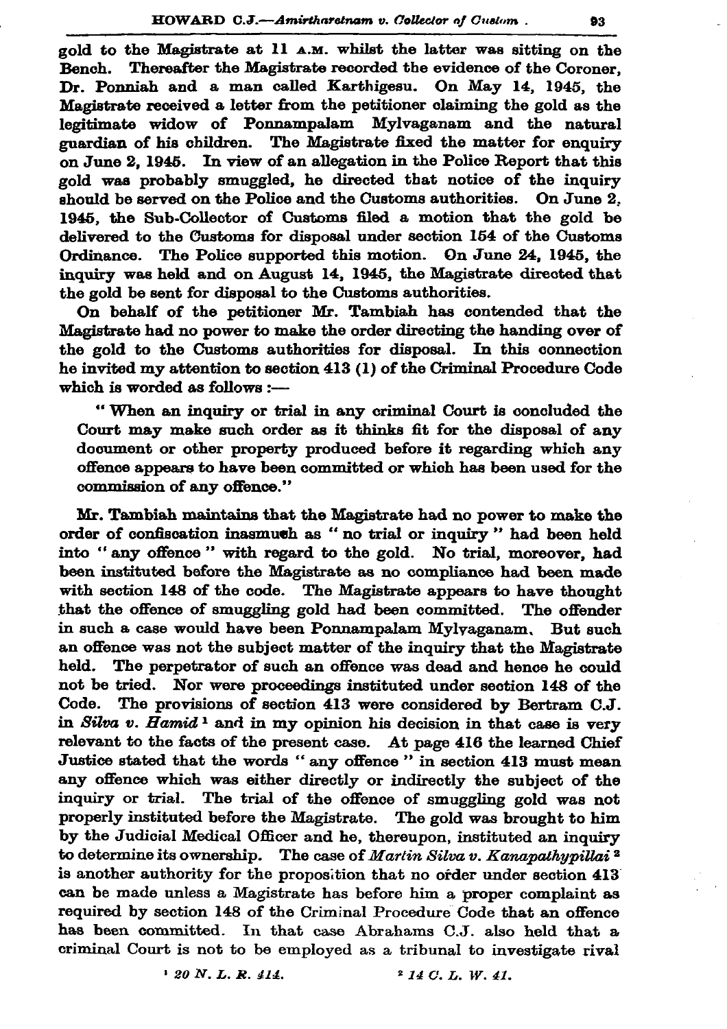gold to the Magistrate at 11 A.M. whilst the latter was sitting on the Bench. Thereafter the Magistrate recorded the evidence of the Coroner, Dr. Ponniah and a man called Karthigesu. On May 14, 1945, the Magistrate received a letter from the petitioner claiming the gold as the legitimate widow of Ponnampalam Mylvaganam and the natural guardian of his children. The Magistrate fixed the matter for enquiry on June 2, 1945. In view of an allegation in the Police Report that this gold was probably smuggled, he directed that notice of the inquiry should be served on the Police and the Customs authorities. On June 2, 1945, the Sub-Collector of Customs filed a motion that the gold be delivered to the Customs for disposal under section 154 of the Customs Ordinance. The Police supported this motion. On June 24, 1945, the inquiry was held and on August 14, 1945, the Magistrate directed that the gold be sent for disposal to the Customs authorities.

On behalf of the petitioner Mr. Tambiah has contended that the Magistrate had no power to make the order directing the handing over of the gold to the Customs authorities for disposal. In this connection he invited my attention to section 413 (1) of the Criminal Procedure Code which is worded as follows :—

> " When an inquiry or trial in any criminal Court is concluded the Court may make such order as it thinks fit for the disposal of any document or other property produced before it regarding which any offence appears to have been committed or which has been used for the commission of any offence."

Mr. Tambiah maintains that the Magistrate had no power to make the order of confiscation inasmuch as " no trial or inquiry " had been held into " any offence " with regard to the gold. No trial, moreover, had been instituted before the Magistrate as no compliance had been made with section 148 of the code. The Magistrate appears to have thought that the offence of smuggling gold had been committed. The offender in such a case would have been Ponnampalam Mylvaganam. But such an offence was not the subject matter of the inquiry that the Magistrate held. The perpetrator of such an offence was dead and hence he could not be tried. Nor were proceedings instituted under section 148 of the Code. The provisions of section 413 were considered by Bertram C.J. in *Silva v. Hamid* [1] and in my opinion his decision in that case is very relevant to the facts of the present case. At page 416 the learned Chief Justice stated that the words " any offence " in section 413 must mean any offence which was either directly or indirectly the subject of the inquiry or trial. The trial of the offence of smuggling gold was not properly instituted before the Magistrate. The gold was brought to him by the Judicial Medical Officer and he, thereupon, instituted an inquiry to determine its ownership. The case of *Martin Silva v. Kanapathypillai* [2] is another authority for the proposition that no order under section 413 can be made unless a Magistrate has before him a proper complaint as required by section 148 of the Criminal Procedure Code that an offence has been committed. In that case Abrahams C.J. also held that a criminal Court is not to be employed as a tribunal to investigate rival

[1] *20 N. L. R. 414.* [2] *14 C. L. W. 41.*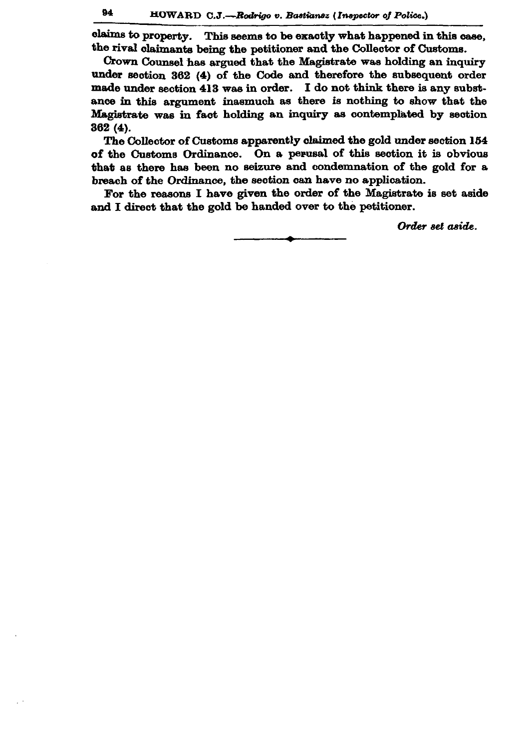claims to property. This seems to be exactly what happened in this case, the rival claimants being the petitioner and the Collector of Customs.

Crown Counsel has argued that the Magistrate was holding an inquiry under section 362 (4) of the Code and therefore the subsequent order made under section 413 was in order. I do not think there is any substance in this argument inasmuch as there is nothing to show that the Magistrate was in fact holding an inquiry as contemplated by section 362 (4).

The Collector of Customs apparently claimed the gold under section 154 of the Customs Ordinance. On a perusal of this section it is obvious that as there has been no seizure and condemnation of the gold for a breach of the Ordinance, the section can have no application.

For the reasons I have given the order of the Magistrate is set aside and I direct that the gold be handed over to the petitioner.

*Order set aside.*